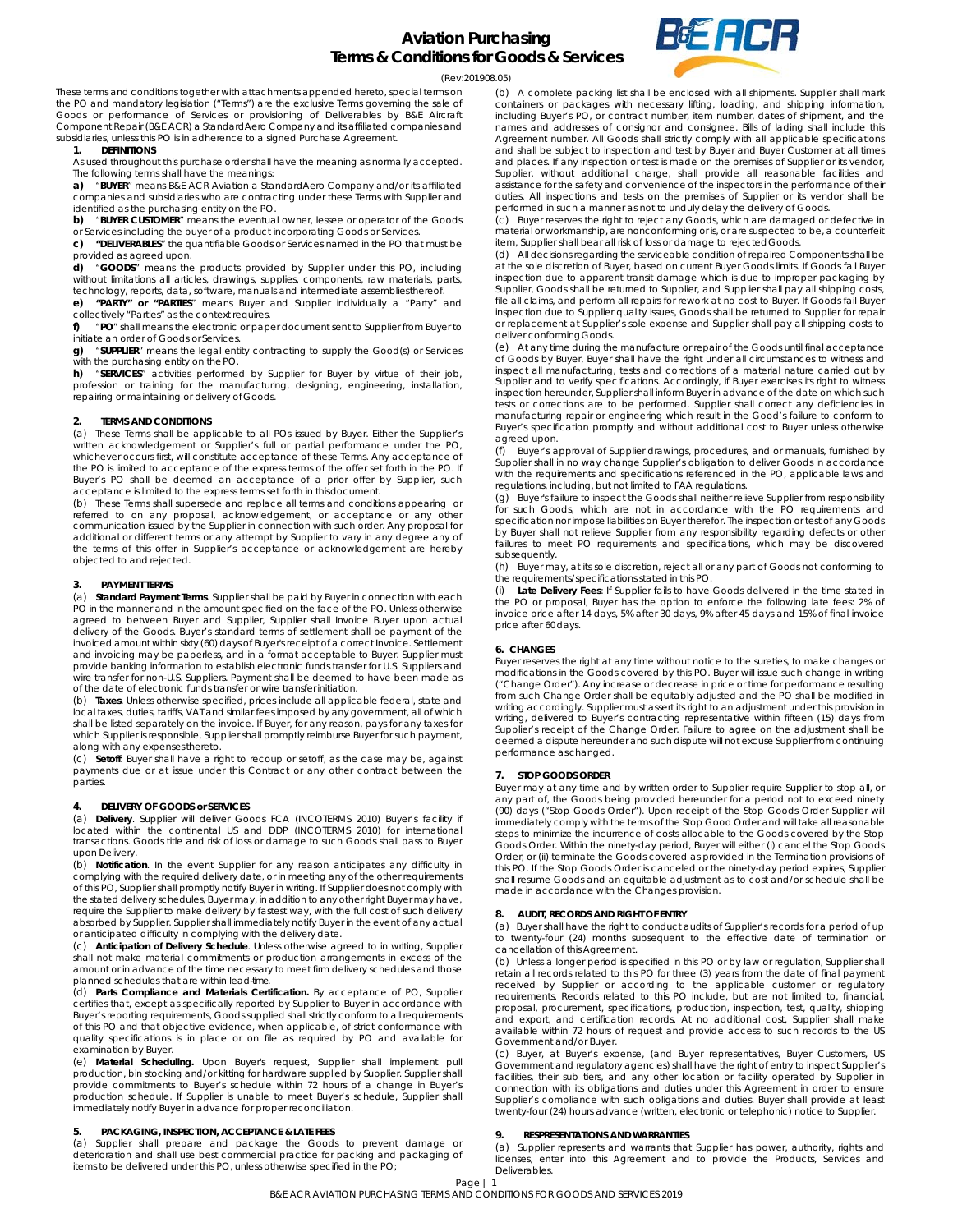# Aviation Purchasing Terms & Conditions for Goods & Services

(Rev:201908.05)

These terms and conditions together with attachments appended hereto, special terms on the PO and mandatory legislation ("Terms") are the exclusive Terms governing the sale of Goods or performance of Services or provisioning of Deliverables by B&E Aircraft Component Repair (B&E ACR) a StandardAero Company and its affiliated companies and subsidiaries, unless this PO is in adherence to a signed Purchase Agreement.

## 1. DEFINITIONS

As used throughout this purchase order shall have the meaning as normally accepted. The following terms shall have the meanings:

**a)** "**BUYER**" means B&E ACR Aviation a StandardAero Company and/or its affiliated companies and subsidiaries who are contracting under these Terms with Supplier and identified as the purchasing entity on the PO.

**b)** "**BUYER CUSTOMER**" means the eventual owner, lessee or operator of the Goods or Services including the buyer of a product incorporating Goods or Services.

**c)** "**DELIVERABLES**" the quantifiable Goods or Services named in the PO that must be provided as agreed upon.

**d)** "**GOODS**" means the products provided by Supplier under this PO, including without limitations all articles, drawings, supplies, components, raw materials, parts, technology, reports, data, software, manuals and intermediate assemblies thereof.

**e)** "**PARTY" or "PARTIES**" means Buyer and Supplier individually a "Party" and collectively "Parties" as the context requires.

**f)** "**PO**" shall means the electronic or paper document sent to Supplier from Buyer to initiate an order of Goods or Services.

**g)** "**SUPPLIER**" means the legal entity contracting to supply the Good(s) or Services with the purchasing entity on the PO.

**h)** "**SERVICES**" activities performed by Supplier for Buyer by virtue of their job, profession or training for the manufacturing, designing, engineering, installation, repairing or maintaining or delivery of Goods.

## 2. TERMS AND CONDITIONS

(a) These Terms shall be applicable to all POs issued by Buyer. Either the Supplier's written acknowledgement or Supplier's full or partial performance under the PO, whichever occurs first, will constitute acceptance of these Terms. Any acceptance of the PO is limited to acceptance of the express terms of the offer set forth in the PO. If Buyer's PO shall be deemed an acceptance of a prior offer by Supplier, such acceptance is limited to the express terms set forth in this document.

(b) These Terms shall supersede and replace all terms and conditions appearing or referred to on any proposal, acknowledgement, or acceptance or any other communication issued by the Supplier in connection with such order. Any proposal for additional or different terms or any attempt by Supplier to vary in any degree any of the terms of this offer in Supplier's acceptance or acknowledgement are hereby objected to and rejected.

## 3. PAYMENT TERMS

(a) **Standard Payment Terms**. Supplier shall be paid by Buyer in connection with each PO in the manner and in the amount specified on the face of the PO. Unless otherwise agreed to between Buyer and Supplier, Supplier shall Invoice Buyer upon actual delivery of the Goods. Buyer's standard terms of settlement shall be payment of the invoiced amount within sixty (60) days of Buyer's receipt of a correct Invoice. Settlement and invoicing may be paperless, and in a format acceptable to Buyer. Supplier must provide banking information to establish electronic funds transfer for U.S. Suppliers and wire transfer for non-U.S. Suppliers. Payment shall be deemed to have been made as of the date of electronic funds transfer or wire transfer initiation.

(b) **Taxes**. Unless otherwise specified, prices include all applicable federal, state and local taxes, duties, tariffs, VAT and similar fees imposed by any government, all of which shall be listed separately on the invoice. If Buyer, for any reason, pays for any taxes for which Supplier is responsible, Supplier shall promptly reimburse Buyer for such payment, along with any expenses thereto.

(c) **Setoff**. Buyer shall have a right to recoup or setoff, as the case may be, against payments due or at issue under this Contract or any other contract between the parties.

## 4. DELIVERY OF GOODS or SERVICES

(a) **Delivery**. Supplier will deliver Goods FCA (INCOTERMS 2010) Buyer's facility if located within the continental US and DDP (INCOTERMS 2010) for international transactions. Goods title and risk of loss or damage to such Goods shall pass to Buyer upon Delivery.

(b) **Notification**. In the event Supplier for any reason anticipates any difficulty in complying with the required delivery date, or in meeting any of the other requirements of this PO, Supplier shall promptly notify Buyer in writing. If Supplier does not comply with the stated delivery schedules, Buyer may, in addition to any other right Buyer may have, require the Supplier to make delivery by fastest way, with the full cost of such delivery absorbed by Supplier. Supplier shall immediately notify Buyer in the event of any actual or anticipated difficulty in complying with the delivery date.

(c) **Anticipation of Delivery Schedule**. Unless otherwise agreed to in writing, Supplier shall not make material commitments or production arrangements in excess of the amount or in advance of the time necessary to meet firm delivery schedules and those planned schedules that are within lead-time.

(d) **Parts Compliance and Materials Certification.** By acceptance of PO, Supplier certifies that, except as specifically reported by Supplier to Buyer in accordance with Buyer's reporting requirements, Goods supplied shall strictly conform to all requirements of this PO and that objective evidence, when applicable, of strict conformance with quality specifications is in place or on file as required by PO and available for examination by Buyer.

(e) **Material Scheduling.** Upon Buyer's request, Supplier shall implement pull production, bin stocking and/or kitting for hardware supplied by Supplier. Supplier shall provide commitments to Buyer's schedule within 72 hours of a change in Buyer's production schedule. If Supplier is unable to meet Buyer's schedule, Supplier shall immediately notify Buyer in advance for proper reconciliation.

## 5. PACKAGING, INSPECTION, ACCEPTANCE & LATE FEES

(a) Supplier shall prepare and package the Goods to prevent damage or deterioration and shall use best commercial practice for packing and packaging of items to be delivered under this PO, unless otherwise specified in the PO;

(b) A complete packing list shall be enclosed with all shipments. Supplier shall mark containers or packages with necessary lifting, loading, and shipping information, including Buyer's PO, or contract number, item number, dates of shipment, and the names and addresses of consignor and consignee. Bills of lading shall include this Agreement number. All Goods shall strictly comply with all applicable specifications and shall be subject to inspection and test by Buyer and Buyer Customer at all times and places. If any inspection or test is made on the premises of Supplier or its vendor, Supplier, without additional charge, shall provide all reasonable facilities and assistance for the safety and convenience of the inspectors in the performance of their duties. All inspections and tests on the premises of Supplier or its vendor shall be performed in such a manner as not to unduly delay the delivery of Goods.

(c) Buyer reserves the right to reject any Goods, which are damaged or defective in material or workmanship, are nonconforming or is, or are suspected to be, a counterfeit item, Supplier shall bear all risk of loss or damage to rejected Goods.

(d) All decisions regarding the serviceable condition of repaired Components shall be at the sole discretion of Buyer, based on current Buyer Goods limits. If Goods fail Buyer inspection due to apparent transit damage which is due to improper packaging by Supplier, Goods shall be returned to Supplier, and Supplier shall pay all shipping costs, file all claims, and perform all repairs for rework at no cost to Buyer. If Goods fail Buyer inspection due to Supplier quality issues, Goods shall be returned to Supplier for repair or replacement at Supplier's sole expense and Supplier shall pay all shipping costs to deliver conforming Goods.

(e) At any time during the manufacture or repair of the Goods until final acceptance of Goods by Buyer, Buyer shall have the right under all circumstances to witness and inspect all manufacturing, tests and corrections of a material nature carried out by Supplier and to verify specifications. Accordingly, if Buyer exercises its right to witness inspection hereunder, Supplier shall inform Buyer in advance of the date on which such tests or corrections are to be performed. Supplier shall correct any deficiencies in manufacturing repair or engineering which result in the Good's failure to conform to Buyer's specification promptly and without additional cost to Buyer unless otherwise agreed upon.

(f) Buyer's approval of Supplier drawings, procedures, and or manuals, furnished by Supplier shall in no way change Supplier's obligation to deliver Goods in accordance with the requirements and specifications referenced in the PO, applicable laws and regulations, including, but not limited to FAA regulations.

(g) Buyer's failure to inspect the Goods shall neither relieve Supplier from responsibility for such Goods, which are not in accordance with the PO requirements and specification nor impose liabilities on Buyer therefor. The inspection or test of any Goods by Buyer shall not relieve Supplier from any responsibility regarding defects or other failures to meet PO requirements and specifications, which may be discovered subsequently.

(h) Buyer may, at its sole discretion, reject all or any part of Goods not conforming to the requirements/specifications stated in this PO.

(i) **Late Delivery Fees**: If Supplier fails to have Goods delivered in the time stated in the PO or proposal, Buyer has the option to enforce the following late fees: 2% of invoice price after 14 days, 5% after 30 days, 9% after 45 days and 15% of final invoice price after 60 days.

## 6. CHANGES

Buyer reserves the right at any time without notice to the sureties, to make changes or modifications in the Goods covered by this PO. Buyer will issue such change in writing ("Change Order"). Any increase or decrease in price or time for performance resulting from such Change Order shall be equitably adjusted and the PO shall be modified in writing accordingly. Supplier must assert its right to an adjustment under this provision in writing, delivered to Buyer's contracting representative within fifteen (15) days from Supplier's receipt of the Change Order. Failure to agree on the adjustment shall be deemed a dispute hereunder and such dispute will not excuse Supplier from continuing performance as changed.

## 7. STOP GOODS ORDER

Buyer may at any time and by written order to Supplier require Supplier to stop all, or any part of, the Goods being provided hereunder for a period not to exceed ninety (90) days ("Stop Goods Order"). Upon receipt of the Stop Goods Order Supplier will immediately comply with the terms of the Stop Good Order and will take all reasonable steps to minimize the incurrence of costs allocable to the Goods covered by the Stop Goods Order. Within the ninety-day period, Buyer will either (i) cancel the Stop Goods Order; or (ii) terminate the Goods covered as provided in the Termination provisions of this PO. If the Stop Goods Order is canceled or the ninety-day period expires, Supplier shall resume Goods and an equitable adjustment as to cost and/or schedule shall be made in accordance with the Changes provision.

## 8. AUDIT, RECORDS AND RIGHT OF ENTRY

(a) Buyer shall have the right to conduct audits of Supplier's records for a period of up to twenty-four (24) months subsequent to the effective date of termination or cancellation of this Agreement.

(b) Unless a longer period is specified in this PO or by law or regulation, Supplier shall retain all records related to this PO for three (3) years from the date of final payment received by Supplier or according to the applicable customer or regulatory requirements. Records related to this PO include, but are not limited to, financial, proposal, procurement, specifications, production, inspection, test, quality, shipping and export, and certification records. At no additional cost, Supplier shall make available within 72 hours of request and provide access to such records to the US Government and/or Buyer.

(c) Buyer, at Buyer's expense, (and Buyer representatives, Buyer Customers, US Government and regulatory agencies) shall have the right of entry to inspect Supplier's facilities, their sub tiers, and any other location or facility operated by Supplier in connection with its obligations and duties under this Agreement in order to ensure Supplier's compliance with such obligations and duties. Buyer shall provide at least twenty-four (24) hours advance (written, electronic or telephonic) notice to Supplier.

## 9. REPRESENTATIONS AND WARRANTIES

(a) Supplier represents and warrants that Supplier has power, authority, rights and licenses, enter into this Agreement and to provide the Products, Services and Deliverables.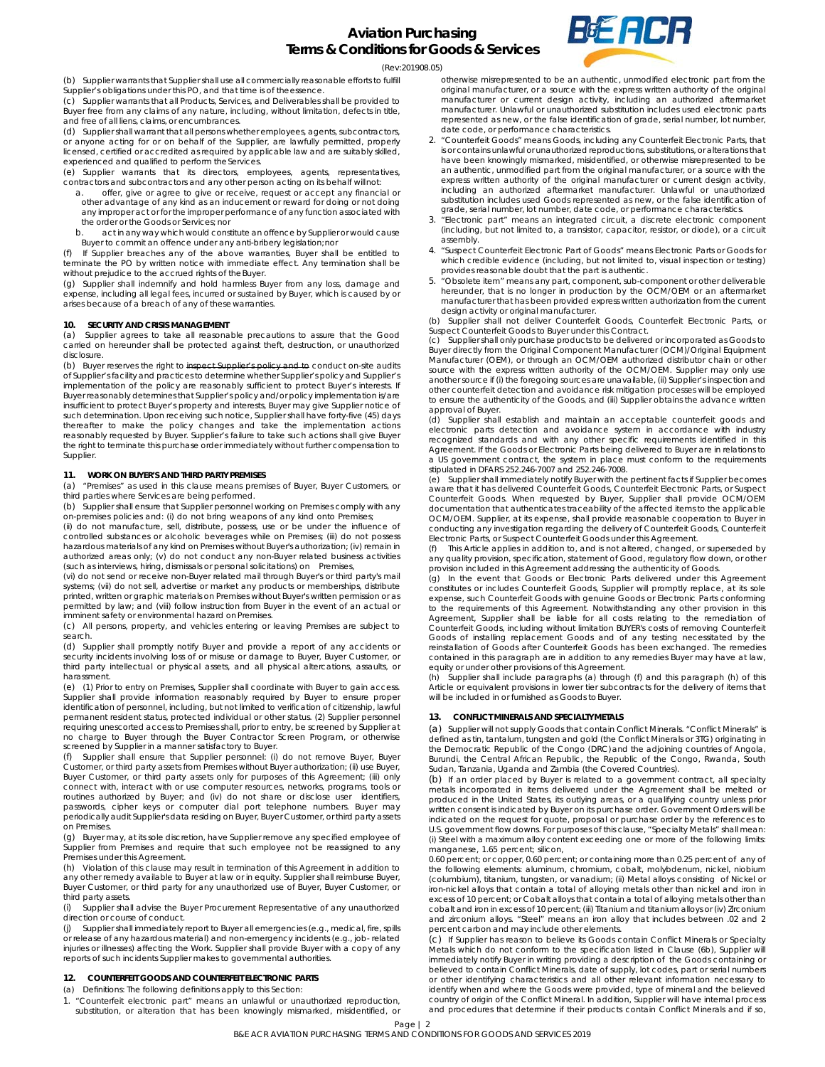(b) Supplier warrants that Supplier shall use all commercially reasonable efforts to fulfill Supplier's obligations under this PO, and that time is of the essence.

(c) Supplier warrants that all Products, Services, and Deliverables shall be provided to Buyer free from any claims of any nature, including, without limitation, defects in title, and free of all liens, claims, or encumbrances.

(d) Supplier shall warrant that all persons whether employees, agents, subcontractors, or anyone acting for or on behalf of the Supplier, are lawfully permitted, properly licensed, certified or accredited as required by applicable law and are suitably skilled, experienced and qualified to perform the Services.

(e) Supplier warrants that its directors, employees, agents, representatives, contractors and subcontractors and any other person acting on its behalf will not:

a. offer, give or agree to give or receive, request or accept any financial or other advantage of any kind as an inducement or reward for doing or not doing any improper act or for the improper performance of any function associated with the order or the Goods or Services; nor

b. act in any way which would constitute an offence by Supplier or would cause Buyer to commit an offence under any anti-bribery legislation; nor

(f) If Supplier breaches any of the above warranties, Buyer shall be entitled to terminate the PO by written notice with immediate effect. Any termination shall be without prejudice to the accrued rights of the Buyer.

(g) Supplier shall indemnify and hold harmless Buyer from any loss, damage and expense, including all legal fees, incurred or sustained by Buyer, which is caused by or arises because of a breach of any of these warranties.

## 10. SECURITY AND CRISIS MANAGEMENT

(a) Supplier agrees to take all reasonable precautions to assure that the Good carried on hereunder shall be protected against theft, destruction, or unauthorized disclosure.

(b) Buyer reserves the right to ~~inspect Supplier's policy and to~~ conduct on-site audits of Supplier's facility and practices to determine whether Supplier's policy and Supplier's implementation of the policy are reasonably sufficient to protect Buyer's interests. If Buyer reasonably determines that Supplier's policy and/or policy implementation is/are insufficient to protect Buyer's property and interests, Buyer may give Supplier notice of such determination. Upon receiving such notice, Supplier shall have forty-five (45) days thereafter to make the policy changes and take the implementation actions reasonably requested by Buyer. Supplier's failure to take such actions shall give Buyer the right to terminate this purchase order immediately without further compensation to Supplier.

## 11. WORK ON BUYER'S AND THIRD PARTY PREMISES

(a) "Premises" as used in this clause means premises of Buyer, Buyer Customers, or third parties where Services are being performed.

(b) Supplier shall ensure that Supplier personnel working on Premises comply with any on-premises policies and: (i) do not bring weapons of any kind onto Premises; (ii) do not manufacture, sell, distribute, possess, use or be under the influence of controlled substances or alcoholic beverages while on Premises; (iii) do not possess hazardous materials of any kind on Premises without Buyer's authorization; (iv) remain in authorized areas only; (v) do not conduct any non-Buyer related business activities (such as interviews, hiring, dismissals or personal solicitations) on Premises, (vi) do not send or receive non-Buyer related mail through Buyer's or third party's mail systems; (vii) do not sell, advertise or market any products or memberships, distribute printed, written or graphic materials on Premises without Buyer's written permission or as permitted by law; and (viii) follow instruction from Buyer in the event of an actual or imminent safety or environmental hazard on Premises.

(c) All persons, property, and vehicles entering or leaving Premises are subject to search.

(d) Supplier shall promptly notify Buyer and provide a report of any accidents or security incidents involving loss of or misuse or damage to Buyer, Buyer Customer, or third party intellectual or physical assets, and all physical altercations, assaults, or harassment.

(e) (1) Prior to entry on Premises, Supplier shall coordinate with Buyer to gain access. Supplier shall provide information reasonably required by Buyer to ensure proper identification of personnel, including, but not limited to verification of citizenship, lawful permanent resident status, protected individual or other status. (2) Supplier personnel requiring unescorted access to Premises shall, prior to entry, be screened by Supplier at no charge to Buyer through the Buyer Contractor Screen Program, or otherwise screened by Supplier in a manner satisfactory to Buyer.

(f) Supplier shall ensure that Supplier personnel: (i) do not remove Buyer, Buyer Customer, or third party assets from Premises without Buyer authorization; (ii) use Buyer, Buyer Customer, or third party assets only for purposes of this Agreement; (iii) only connect with, interact with or use computer resources, networks, programs, tools or routines authorized by Buyer; and (iv) do not share or disclose user identifiers, passwords, cipher keys or computer dial port telephone numbers. Buyer may periodically audit Supplier's data residing on Buyer, Buyer Customer, or third party assets on Premises.

(g) Buyer may, at its sole discretion, have Supplier remove any specified employee of Supplier from Premises and require that such employee not be reassigned to any Premises under this Agreement.

(h) Violation of this clause may result in termination of this Agreement in addition to any other remedy available to Buyer at law or in equity. Supplier shall reimburse Buyer, Buyer Customer, or third party for any unauthorized use of Buyer, Buyer Customer, or third party assets.

(i) Supplier shall advise the Buyer Procurement Representative of any unauthorized direction or course of conduct.

(j) Supplier shall immediately report to Buyer all emergencies (e.g., medical, fire, spills or release of any hazardous material) and non-emergency incidents (e.g., job- related injuries or illnesses) affecting the Work. Supplier shall provide Buyer with a copy of any reports of such incidents Supplier makes to governmental authorities.

## 12. COUNTERFEIT GOODS AND COUNTERFEIT ELECTRONIC PARTS

(a) Definitions: The following definitions apply to this Section:

1. "Counterfeit electronic part" means an unlawful or unauthorized reproduction, substitution, or alteration that has been knowingly mismarked, misidentified, or otherwise misrepresented to be an authentic, unmodified electronic part from the original manufacturer, or a source with the express written authority of the original manufacturer or current design activity, including an authorized aftermarket manufacturer. Unlawful or unauthorized substitution includes used electronic parts represented as new, or the false identification of grade, serial number, lot number, date code, or performance characteristics.
2. "Counterfeit Goods" means Goods, including any Counterfeit Electronic Parts, that is or contains unlawful or unauthorized reproductions, substitutions, or alterations that have been knowingly mismarked, misidentified, or otherwise misrepresented to be an authentic, unmodified part from the original manufacturer, or a source with the express written authority of the original manufacturer or current design activity, including an authorized aftermarket manufacturer. Unlawful or unauthorized substitution includes used Goods represented as new, or the false identification of grade, serial number, lot number, date code, or performance characteristics.
3. "Electronic part" means an integrated circuit, a discrete electronic component (including, but not limited to, a transistor, capacitor, resistor, or diode), or a circuit assembly.
4. "Suspect Counterfeit Electronic Part of Goods" means Electronic Parts or Goods for which credible evidence (including, but not limited to, visual inspection or testing) provides reasonable doubt that the part is authentic.
5. "Obsolete item" means any part, component, sub-component or other deliverable hereunder, that is no longer in production by the OCM/OEM or an aftermarket manufacturer that has been provided express written authorization from the current design activity or original manufacturer.

(b) Supplier shall not deliver Counterfeit Goods, Counterfeit Electronic Parts, or Suspect Counterfeit Goods to Buyer under this Contract.

(c) Supplier shall only purchase products to be delivered or incorporated as Goods to Buyer directly from the Original Component Manufacturer (OCM)/Original Equipment Manufacturer (OEM), or through an OCM/OEM authorized distributor chain or other source with the express written authority of the OCM/OEM. Supplier may only use another source if (i) the foregoing sources are unavailable, (ii) Supplier's inspection and other counterfeit detection and avoidance risk mitigation processes will be employed to ensure the authenticity of the Goods, and (iii) Supplier obtains the advance written approval of Buyer.

(d) Supplier shall establish and maintain an acceptable counterfeit goods and electronic parts detection and avoidance system in accordance with industry recognized standards and with any other specific requirements identified in this Agreement. If the Goods or Electronic Parts being delivered to Buyer are in relations to a US government contract, the system in place must conform to the requirements stipulated in DFARS 252.246-7007 and 252.246-7008.

(e) Supplier shall immediately notify Buyer with the pertinent facts if Supplier becomes aware that it has delivered Counterfeit Goods, Counterfeit Electronic Parts, or Suspect Counterfeit Goods. When requested by Buyer, Supplier shall provide OCM/OEM documentation that authenticates traceability of the affected items to the applicable OCM/OEM. Supplier, at its expense, shall provide reasonable cooperation to Buyer in conducting any investigation regarding the delivery of Counterfeit Goods, Counterfeit Electronic Parts, or Suspect Counterfeit Goods under this Agreement.

(f) This Article applies in addition to, and is not altered, changed, or superseded by any quality provision, specification, statement of Good, regulatory flow down, or other provision included in this Agreement addressing the authenticity of Goods.

(g) In the event that Goods or Electronic Parts delivered under this Agreement constitutes or includes Counterfeit Goods, Supplier will promptly replace, at its sole expense, such Counterfeit Goods with genuine Goods or Electronic Parts conforming to the requirements of this Agreement. Notwithstanding any other provision in this Agreement, Supplier shall be liable for all costs relating to the remediation of Counterfeit Goods, including without limitation BUYER's costs of removing Counterfeit Goods of installing replacement Goods and of any testing necessitated by the reinstallation of Goods after Counterfeit Goods has been exchanged. The remedies contained in this paragraph are in addition to any remedies Buyer may have at law, equity or under other provisions of this Agreement.

(h) Supplier shall include paragraphs (a) through (f) and this paragraph (h) of this Article or equivalent provisions in lower tier subcontracts for the delivery of items that will be included in or furnished as Goods to Buyer.

## 13. CONFLICT MINERALS AND SPECIALTY METALS

(a) Supplier will not supply Goods that contain Conflict Minerals. "Conflict Minerals" is defined as tin, tantalum, tungsten and gold (the Conflict Minerals or 3TG) originating in the Democratic Republic of the Congo (DRC) and the adjoining countries of Angola, Burundi, the Central African Republic, the Republic of the Congo, Rwanda, South Sudan, Tanzania, Uganda and Zambia (the Covered Countries).

(b) If an order placed by Buyer is related to a government contract, all specialty metals incorporated in items delivered under the Agreement shall be melted or produced in the United States, its outlying areas, or a qualifying country unless prior written consent is indicated by Buyer on its purchase order. Government Orders will be indicated on the request for quote, proposal or purchase order by the references to U.S. government flow downs. For purposes of this clause, "Specialty Metals" shall mean: (i) Steel with a maximum alloy content exceeding one or more of the following limits: manganese, 1.65 percent; silicon, 0.60 percent; or copper, 0.60 percent; or containing more than 0.25 percent of any of the following elements: aluminum, chromium, cobalt, molybdenum, nickel, niobium (columbium), titanium, tungsten, or vanadium; (ii) Metal alloys consisting of Nickel or iron-nickel alloys that contain a total of alloying metals other than nickel and iron in excess of 10 percent; or Cobalt alloys that contain a total of alloying metals other than cobalt and iron in excess of 10 percent; (iii) Titanium and titanium alloys or (iv) Zirconium and zirconium alloys. "Steel" means an iron alloy that includes between .02 and 2 percent carbon and may include other elements.

(c) If Supplier has reason to believe its Goods contain Conflict Minerals or Specialty Metals which do not conform to the specification listed in Clause (6b), Supplier will immediately notify Buyer in writing providing a description of the Goods containing or believed to contain Conflict Minerals, date of supply, lot codes, part or serial numbers or other identifying characteristics and all other relevant information necessary to identify when and where the Goods were provided, type of mineral and the believed country of origin of the Conflict Mineral. In addition, Supplier will have internal process and procedures that determine if their products contain Conflict Minerals and if so,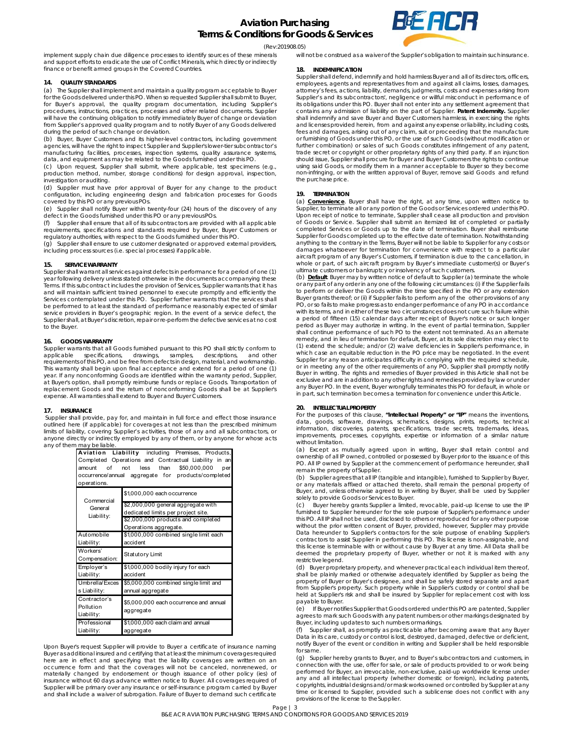implement supply chain due diligence processes to identify sources of these minerals and support efforts to eradicate the use of Conflict Minerals, which directly or indirectly finance or benefit armed groups in the Covered Countries.

### 14. QUALITY STANDARDS

(a) The Supplier shall implement and maintain a quality program acceptable to Buyer for the Goods delivered under this PO. When so requested Supplier shall submit to Buyer, for Buyer's approval, the quality program documentation, including Supplier's procedures, instructions, practices, processes and other related documents. Supplier will have the continuing obligation to notify immediately Buyer of change or deviation from Supplier's approved quality program and to notify Buyer of any Goods delivered during the period of such change or deviation.

(b) Buyer, Buyer Customers and its higher-level contractors, including government agencies, will have the right to inspect Supplier and Supplier's lower-tier subcontractor's manufacturing facilities, processes, inspection systems, quality assurance systems, data, and equipment as may be related to the Goods furnished under this PO.

(c) Upon request, Supplier shall submit, where applicable, test specimens (e.g., production method, number, storage conditions) for design approval, inspection, investigation or auditing.

(d) Supplier must have prior approval of Buyer for any change to the product configuration, including engineering design and fabrication processes for Goods covered by this PO or any previous POs.

(e) Supplier shall notify Buyer within twenty-four (24) hours of the discovery of any defect in the Goods furnished under this PO or any previous POs.

(f) Supplier shall ensure that all of its subcontractors are provided with all applicable requirements, specifications and standards required by Buyer, Buyer Customers or regulatory authorities, with respect to the Goods furnished under this PO.

(g) Supplier shall ensure to use customer designated or approved external providers, including process sources (i.e. special processes) if applicable.

### 15. SERVICE WARRANTY

Supplier shall warrant all services against defects in performance for a period of one (1) year following delivery unless stated otherwise in the documents accompanying these Terms. If this subcontract includes the provision of Services, Supplier warrants that it has and will maintain sufficient trained personnel to execute promptly and efficiently the Services contemplated under this PO. Supplier further warrants that the services shall be performed to at least the standard of performance reasonably expected of similar service providers in Buyer's geographic region. In the event of a service defect, the Supplier shall, at Buyer's discretion, repair or re-perform the defective services at no cost to the Buyer.

### 16. GOODS WARRANTY

Supplier warrants that all Goods furnished pursuant to this PO shall strictly conform to applicable specifications, drawings, samples, descriptions, and other requirements of this PO, and be free from defects in design, material, and workmanship. This warranty shall begin upon final acceptance and extend for a period of one (1) year. If any nonconforming Goods are identified within the warranty period, Supplier, at Buyer's option, shall promptly reimburse funds or replace Goods. Transportation of replacement Goods and the return of nonconforming Goods shall be at Supplier's expense. All warranties shall extend to Buyer and Buyer Customers.

### 17. INSURANCE

Supplier shall provide, pay for, and maintain in full force and effect those insurance outlined here (if applicable) for coverages at not less than the prescribed minimum limits of liability, covering Supplier's activities, those of any and all subcontractors, or anyone directly or indirectly employed by any of them, or by anyone for whose acts any of them may be liable.

| **Aviation Liability** including Premises, Products, Completed Operations and Contractual Liability in an amount of not less than $50,000,000 per occurrence/annual aggregate for products/completed operations. | |
|---|---|
| Commercial General Liability: | $1,000,000 each occurrence<br>$2,000,000 general aggregate with dedicated limits per project site.<br>$2,000,000 products and completed Operations aggregate. |
| Automobile Liability: | $1,000,000 combined single limit each accident |
| Workers' Compensation: | Statutory Limit |
| Employer's Liability: | $1,000,000 bodily injury for each accident |
| Umbrella/Excess Liability: | $5,000,000 combined single limit and annual aggregate |
| Contractor's Pollution Liability: | $5,000,000 each occurrence and annual aggregate |
| Professional Liability: | $1,000,000 each claim and annual aggregate |

Upon Buyer's request Supplier will provide to Buyer a certificate of insurance naming Buyer as additional insured and certifying that at least the minimum coverages required here are in effect and specifying that the liability coverages are written on an occurrence form and that the coverages will not be canceled, nonrenewed, or materially changed by endorsement or though issuance of other policy (ies) of insurance without 60 days advance written notice to Buyer. All coverages required of Supplier will be primary over any insurance or self-insurance program carried by Buyer and shall include a waiver of subrogation. Failure of Buyer to demand such certificate will not be construed as a waiver of the Supplier's obligation to maintain such insurance.

### 18. INDEMNIFICATION

Supplier shall defend, indemnify and hold harmless Buyer and all of its directors, officers, employees, agents and representatives from and against all claims, losses, damages, attorney's fees, actions, liability, demands, judgments, costs and expenses arising from Supplier's and its subcontractors', negligence or willful misconduct in performance of its obligations under this PO. Buyer shall not enter into any settlement agreement that contains any admission of liability on the part of Supplier. **Patent Indemnity.** Supplier shall indemnify and save Buyer and Buyer Customers harmless, in exercising the rights and licenses provided herein, from and against any expense or liability, including costs, fees and damages, arising out of any claim, suit or proceeding that the manufacture or furnishing of Goods under this PO, or the use of such Goods (without modification or further combination) or sales of such Goods constitutes infringement of any patent, trade secret or copyright or other proprietary rights of any third party. If an injunction should issue, Supplier shall procure for Buyer and Buyer Customers the rights to continue using said Goods, or modify them in a manner acceptable to Buyer so they become non-infringing, or with the written approval of Buyer, remove said Goods and refund the purchase price.

### 19. TERMINATION

(a) **Convenience**. Buyer shall have the right, at any time, upon written notice to Supplier, to terminate all or any portion of the Goods or Services ordered under this PO. Upon receipt of notice to terminate, Supplier shall cease all production and provision of Goods or Service. Supplier shall submit an itemized list of completed or partially completed Services or Goods up to the date of termination. Buyer shall reimburse Supplier for Goods completed up to the effective date of termination. Notwithstanding anything to the contrary in the Terms, Buyer will not be liable to Supplier for any costs or damages whatsoever for termination for convenience with respect to a particular aircraft program of any Buyer's Customers, if termination is due to the cancellation, in whole or part, of such aircraft program by Buyer's immediate customer(s) or Buyer's ultimate customers or bankruptcy or insolvency of such customers.

(b) **Default**. Buyer may by written notice of default to Supplier (a) terminate the whole or any part of any order in any one of the following circumstances: (i) if the Supplier fails to perform or deliver the Goods within the time specified in the PO or any extension Buyer grants thereof; or (ii) if Supplier fails to perform any of the other provisions of any PO, or so fails to make progress as to endanger performance of any PO in accordance with its terms, and in either of these two circumstances does not cure such failure within a period of fifteen (15) calendar days after receipt of Buyer's notice or such longer period as Buyer may authorize in writing. In the event of partial termination, Supplier shall continue performance of such PO to the extent not terminated. As an alternate remedy, and in lieu of termination for default, Buyer, at its sole discretion may elect to (1) extend the schedule; and/or (2) waive deficiencies in Supplier's performance, in which case an equitable reduction in the PO price may be negotiated. In the event Supplier for any reason anticipates difficulty in complying with the required schedule, or in meeting any of the other requirements of any PO, Supplier shall promptly notify Buyer in writing. The rights and remedies of Buyer provided in this Article shall not be exclusive and are in addition to any other rights and remedies provided by law or under any Buyer PO. In the event, Buyer wrongfully terminates this PO for default, in whole or in part, such termination becomes a termination for convenience under this Article.

### 20. INTELLECTUAL PROPERTY

For the purposes of this clause, **"Intellectual Property" or "IP"** means the inventions, data, goods, software, drawings, schematics, designs, prints, reports, technical information, discoveries, patents, specifications, trade secrets, trademarks, ideas, improvements, processes, copyrights, expertise or information of a similar nature without limitation.

(a) Except as mutually agreed upon in writing, Buyer shall retain control and ownership of all IP owned, controlled or possessed by Buyer prior to the issuance of this PO. All IP owned by Supplier at the commencement of performance hereunder, shall remain the property of Supplier.

(b) Supplier agrees that all IP (tangible and intangible), furnished to Supplier by Buyer, or any materials affixed or attached thereto, shall remain the personal property of Buyer, and, unless otherwise agreed to in writing by Buyer, shall be used by Supplier solely to provide Goods or Services to Buyer.

(c) Buyer hereby grants Supplier a limited, revocable, paid-up license to use the IP furnished to Supplier hereunder for the sole purpose of Supplier's performance under this PO. All IP shall not be used, disclosed to others or reproduced for any other purpose without the prior written consent of Buyer, provided, however, Supplier may provide Data hereunder to Supplier's contractors for the sole purpose of enabling Supplier's contractors to assist Supplier in performing this PO. This license is non-assignable, and this license is terminable with or without cause by Buyer at any time. All Data shall be deemed the proprietary property of Buyer, whether or not it is marked with any restrictive legend.

(d) Buyer proprietary property, and whenever practical each individual item thereof, shall be plainly marked or otherwise adequately identified by Supplier as being the property of Buyer or Buyer's designee, and shall be safely stored separate and apart from Supplier's property. Such property while in Supplier's custody or control shall be held at Supplier's risk and shall be insured by Supplier for replacement cost with loss payable to Buyer.

(e) If Buyer notifies Supplier that Goods ordered under this PO are patented, Supplier agrees to mark such Goods with any patent numbers or other markings designated by Buyer, including updates to such numbers or markings.

(f) Supplier shall, as promptly as practicable after becoming aware that any Buyer Data in its care, custody or control is lost, destroyed, damaged, defective or deficient, notify Buyer of the event or condition in writing and Supplier shall be held responsible for same.

(g) Supplier hereby grants to Buyer, and to Buyer's subcontractors and customers, in connection with the use, offer for sale, or sale of products provided to or work being performed for Buyer, an irrevocable, non-exclusive, paid-up worldwide license under any and all intellectual property (whether domestic or foreign), including patents, copyrights, industrial designs and/or mask works owned or controlled by Supplier at any time or licensed to Supplier, provided such a sublicense does not conflict with any provisions of the license to the Supplier.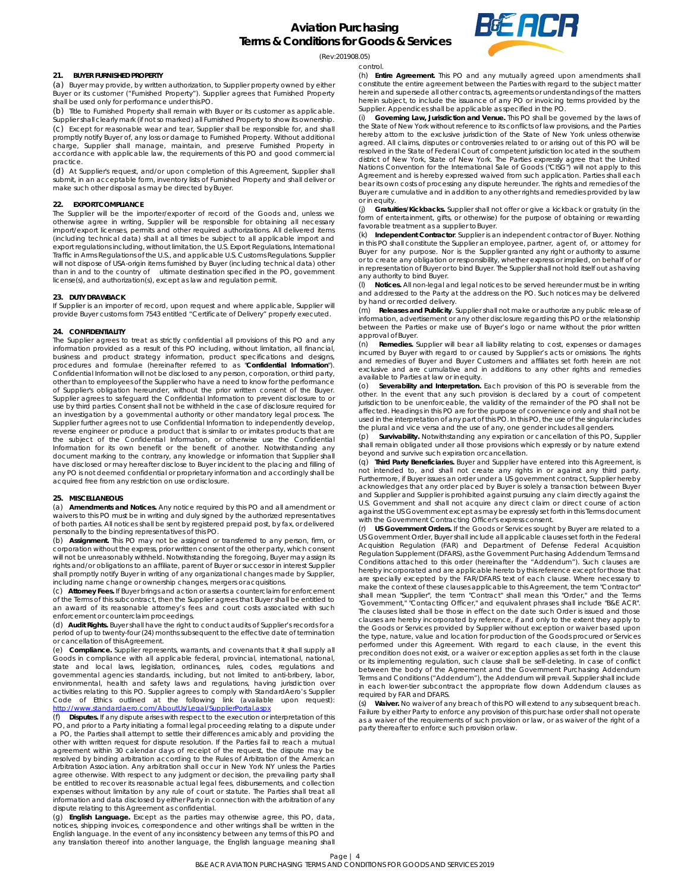control.

## 21. BUYER FURNISHED PROPERTY

(a) Buyer may provide, by written authorization, to Supplier property owned by either Buyer or its customer ("Furnished Property"). Supplier agrees that Furnished Property shall be used only for performance under this PO.

(b) Title to Furnished Property shall remain with Buyer or its customer as applicable. Supplier shall clearly mark (if not so marked) all Furnished Property to show its ownership.

(c) Except for reasonable wear and tear, Supplier shall be responsible for, and shall promptly notify Buyer of, any loss or damage to Furnished Property. Without additional charge, Supplier shall manage, maintain, and preserve Furnished Property in accordance with applicable law, the requirements of this PO and good commercial practice.

(d) At Supplier's request, and/or upon completion of this Agreement, Supplier shall submit, in an acceptable form, inventory lists of Furnished Property and shall deliver or make such other disposal as may be directed by Buyer.

## 22. EXPORT COMPLIANCE

The Supplier will be the importer/exporter of record of the Goods and, unless we otherwise agree in writing, Supplier will be responsible for obtaining all necessary import/export licenses, permits and other required authorizations. All delivered items (including technical data) shall at all times be subject to all applicable import and export regulations including, without limitation, the U.S. Export Regulations, International Traffic in Arms Regulations of the U.S., and applicable U.S. Customs Regulations. Supplier will not dispose of USA-origin items furnished by Buyer (including technical data) other than in and to the country of ultimate destination specified in the PO, government license(s), and authorization(s), except as law and regulation permit.

## 23. DUTY DRAWBACK

If Supplier is an importer of record, upon request and where applicable, Supplier will provide Buyer customs form 7543 entitled "Certificate of Delivery" properly executed.

## 24. CONFIDENTIALITY

The Supplier agrees to treat as strictly confidential all provisions of this PO and any information provided as a result of this PO including, without limitation, all financial, business and product strategy information, product specifications and designs, procedures and formulae (hereinafter referred to as "**Confidential Information**"). Confidential Information will not be disclosed to any person, corporation, or third party, other than to employees of the Supplier who have a need to know for the performance of Supplier's obligation hereunder, without the prior written consent of the Buyer. Supplier agrees to safeguard the Confidential Information to prevent disclosure to or use by third parties. Consent shall not be withheld in the case of disclosure required for an investigation by a governmental authority or other mandatory legal process. The Supplier further agrees not to use Confidential Information to independently develop, reverse engineer or produce a product that is similar to or imitates products that are the subject of the Confidential Information, or otherwise use the Confidential Information for its own benefit or the benefit of another. Notwithstanding any document marking to the contrary, any knowledge or information that Supplier shall have disclosed or may hereafter disclose to Buyer incident to the placing and filling of any PO is not deemed confidential or proprietary information and accordingly shall be acquired free from any restriction on use or disclosure.

## 25. MISCELLANEOUS

(a) **Amendments and Notices.** Any notice required by this PO and all amendment or waivers to this PO must be in writing and duly signed by the authorized representatives of both parties. All notices shall be sent by registered prepaid post, by fax, or delivered personally to the binding representatives of this PO.

(b) **Assignment.** This PO may not be assigned or transferred to any person, firm, or corporation without the express, prior written consent of the other party, which consent will not be unreasonably withheld. Notwithstanding the foregoing, Buyer may assign its rights and/or obligations to an affiliate, parent of Buyer or successor in interest Supplier shall promptly notify Buyer in writing of any organizational changes made by Supplier, including name change or ownership changes, mergers or acquisitions.

(c) **Attorney Fees.** If Buyer brings and action or asserts a counterclaim for enforcement of the Terms of this subcontract, then the Supplier agrees that Buyer shall be entitled to an award of its reasonable attorney's fees and court costs associated with such enforcement or counterclaim proceedings.

(d) **Audit Rights.** Buyer shall have the right to conduct audits of Supplier's records for a period of up to twenty-four (24) months subsequent to the effective date of termination or cancellation of this Agreement.

(e) **Compliance.** Supplier represents, warrants, and covenants that it shall supply all Goods in compliance with all applicable federal, provincial, international, national, state and local laws, legislation, ordinances, rules, codes, regulations and governmental agencies standards, including, but not limited to anti-bribery, labor, environmental, health and safety laws and regulations, having jurisdiction over activities relating to this PO. Supplier agrees to comply with StandardAero's Supplier Code of Ethics outlined at the following link (available upon request): http://www.standardaero.com/AboutUs/Legal/SupplierPortal.aspx

(f) **Disputes.** If any dispute arises with respect to the execution or interpretation of this PO, and prior to a Party initiating a formal legal proceeding relating to a dispute under a PO, the Parties shall attempt to settle their differences amicably and providing the other with written request for dispute resolution. If the Parties fail to reach a mutual agreement within 30 calendar days of receipt of the request, the dispute may be resolved by binding arbitration according to the Rules of Arbitration of the American Arbitration Association. Any arbitration shall occur in New York NY unless the Parties agree otherwise. With respect to any judgment or decision, the prevailing party shall be entitled to recover its reasonable actual legal fees, disbursements, and collection expenses without limitation by any rule of court or statute. The Parties shall treat all information and data disclosed by either Party in connection with the arbitration of any dispute relating to this Agreement as confidential.

(g) **English Language.** Except as the parties may otherwise agree, this PO, data, notices, shipping invoices, correspondence and other writings shall be written in the English language. In the event of any inconsistency between any terms of this PO and any translation thereof into another language, the English language meaning shall control.

(h) **Entire Agreement.** This PO and any mutually agreed upon amendments shall constitute the entire agreement between the Parties with regard to the subject matter herein and supersede all other contracts, agreements or understandings of the matters herein subject, to include the issuance of any PO or invoicing terms provided by the Supplier. Appendices shall be applicable as specified in the PO.

(i) **Governing Law, Jurisdiction and Venue.** This PO shall be governed by the laws of the State of New York without reference to its conflicts of law provisions, and the Parties hereby attorn to the exclusive jurisdiction of the State of New York unless otherwise agreed. All claims, disputes or controversies related to or arising out of this PO will be resolved in the State of Federal Court of competent jurisdiction located in the southern district of New York, State of New York. The Parties expressly agree that the United Nations Convention for the International Sale of Goods ("CISG") will not apply to this Agreement and is hereby expressed waived from such application. Parties shall each bear its own costs of processing any dispute hereunder. The rights and remedies of the Buyer are cumulative and in addition to any other rights and remedies provided by law or in equity.

(j) **Gratuities/Kickbacks.** Supplier shall not offer or give a kickback or gratuity (in the form of entertainment, gifts, or otherwise) for the purpose of obtaining or rewarding favorable treatment as a supplier to Buyer.

(k) **Independent Contractor**. Supplier is an independent contractor of Buyer. Nothing in this PO shall constitute the Supplier an employee, partner, agent of, or attorney for Buyer for any purpose. Nor is the Supplier granted any right or authority to assume or to create any obligation or responsibility, whether express or implied, on behalf of or in representation of Buyer or to bind Buyer. The Supplier shall not hold itself out as having any authority to bind Buyer.

(l) **Notices.** All non-legal and legal notices to be served hereunder must be in writing and addressed to the Party at the address on the PO. Such notices may be delivered by hand or recorded delivery.

(m) **Releases and Publicity**. Supplier shall not make or authorize any public release of information, advertisement or any other disclosure regarding this PO or the relationship between the Parties or make use of Buyer's logo or name without the prior written approval of Buyer.

(n) **Remedies.** Supplier will bear all liability relating to cost, expenses or damages incurred by Buyer with regard to or caused by Supplier's acts or omissions. The rights and remedies of Buyer and Buyer Customers and affiliates set forth herein are not exclusive and are cumulative and in additions to any other rights and remedies available to Parties at law or in equity.

(o) **Severability and Interpretation.** Each provision of this PO is severable from the other. In the event that any such provision is declared by a court of competent jurisdiction to be unenforceable, the validity of the remainder of the PO shall not be affected. Headings in this PO are for the purpose of convenience only and shall not be used in the interpretation of any part of this PO. In this PO, the use of the singular includes the plural and vice versa and the use of any, one gender includes all genders.

(p) **Survivability.** Notwithstanding any expiration or cancellation of this PO, Supplier shall remain obligated under all those provisions which expressly or by nature extend beyond and survive such expiration or cancellation.

(q) **Third Party Beneficiaries.** Buyer and Supplier have entered into this Agreement, is not intended to, and shall not create any rights in or against any third party. Furthermore, if Buyer issues an order under a US government contract, Supplier hereby acknowledges that any order placed by Buyer is solely a transaction between Buyer and Supplier and Supplier is prohibited against pursuing any claim directly against the U.S. Government and shall not acquire any direct claim or direct course of action against the US Government except as may be expressly set forth in this Terms document with the Government Contracting Officer's express consent.

(r) **US Government Orders.** If the Goods or Services sought by Buyer are related to a US Government Order, Buyer shall include all applicable clauses set forth in the Federal Acquisition Regulation (FAR) and Department of Defense Federal Acquisition Regulation Supplement (DFARS), as the Government Purchasing Addendum Terms and Conditions attached to this order (hereinafter the "Addendum"). Such clauses are hereby incorporated and are applicable hereto by this reference except for those that are specially excepted by the FAR/DFARS text of each clause. Where necessary to make the context of these clauses applicable to this Agreement, the term "Contractor" shall mean "Supplier", the term "Contract" shall mean this "Order," and the Terms "Government," "Contacting Officer," and equivalent phrases shall include "B&E ACR". The clauses listed shall be those in effect on the date such Order is issued and those clauses are hereby incorporated by reference, if and only to the extent they apply to the Goods or Services provided by Supplier without exception or waiver based upon the type, nature, value and location for production of the Goods procured or Services performed under this Agreement. With regard to each clause, in the event this precondition does not exist, or a waiver or exception applies as set forth in the clause or its implementing regulation, such clause shall be self-deleting. In case of conflict between the body of the Agreement and the Government Purchasing Addendum Terms and Conditions ("Addendum"), the Addendum will prevail. Supplier shall include in each lower-tier subcontract the appropriate flow down Addendum clauses as required by FAR and DFARS.

(s) **Waiver.** No waiver of any breach of this PO will extend to any subsequent breach. Failure by either Party to enforce any provision of this purchase order shall not operate as a waiver of the requirements of such provision or law, or as waiver of the right of a party thereafter to enforce such provision or law.